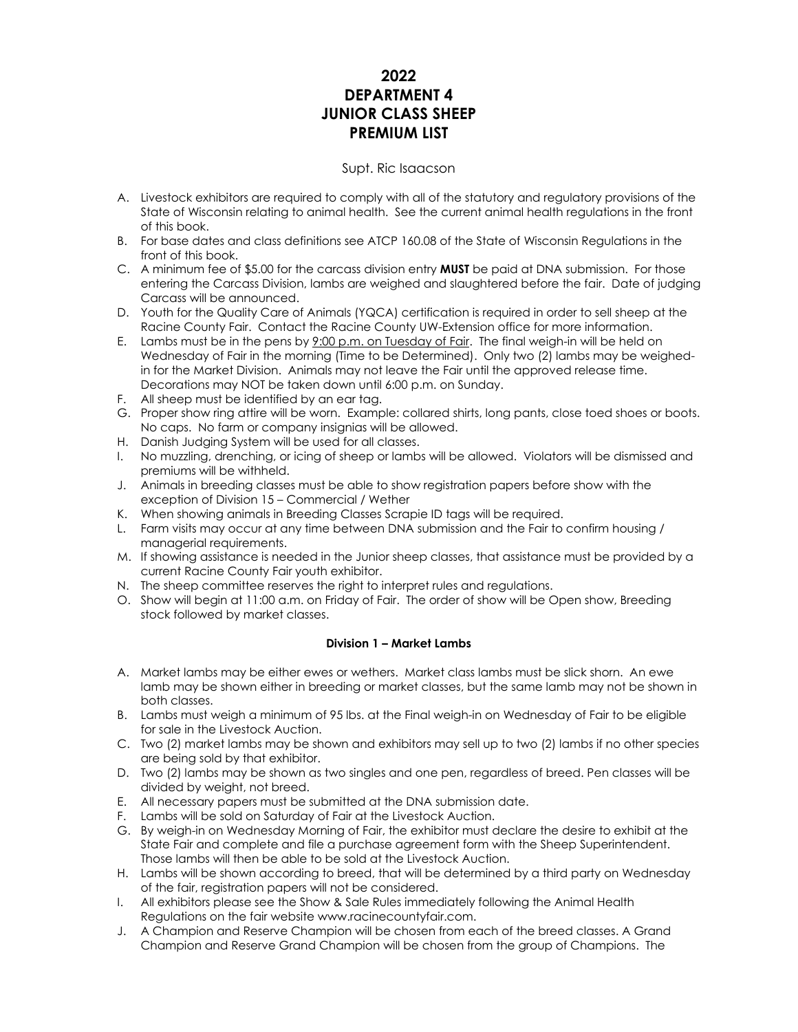# 2022
# DEPARTMENT 4
# JUNIOR CLASS SHEEP
# PREMIUM LIST

Supt. Ric Isaacson

A. Livestock exhibitors are required to comply with all of the statutory and regulatory provisions of the State of Wisconsin relating to animal health. See the current animal health regulations in the front of this book.
B. For base dates and class definitions see ATCP 160.08 of the State of Wisconsin Regulations in the front of this book.
C. A minimum fee of $5.00 for the carcass division entry **MUST** be paid at DNA submission. For those entering the Carcass Division, lambs are weighed and slaughtered before the fair. Date of judging Carcass will be announced.
D. Youth for the Quality Care of Animals (YQCA) certification is required in order to sell sheep at the Racine County Fair. Contact the Racine County UW-Extension office for more information.
E. Lambs must be in the pens by <u>9:00 p.m. on Tuesday of Fair</u>. The final weigh-in will be held on Wednesday of Fair in the morning (Time to be Determined). Only two (2) lambs may be weighed-in for the Market Division. Animals may not leave the Fair until the approved release time. Decorations may NOT be taken down until 6:00 p.m. on Sunday.
F. All sheep must be identified by an ear tag.
G. Proper show ring attire will be worn. Example: collared shirts, long pants, close toed shoes or boots. No caps. No farm or company insignias will be allowed.
H. Danish Judging System will be used for all classes.
I. No muzzling, drenching, or icing of sheep or lambs will be allowed. Violators will be dismissed and premiums will be withheld.
J. Animals in breeding classes must be able to show registration papers before show with the exception of Division 15 – Commercial / Wether
K. When showing animals in Breeding Classes Scrapie ID tags will be required.
L. Farm visits may occur at any time between DNA submission and the Fair to confirm housing / managerial requirements.
M. If showing assistance is needed in the Junior sheep classes, that assistance must be provided by a current Racine County Fair youth exhibitor.
N. The sheep committee reserves the right to interpret rules and regulations.
O. Show will begin at 11:00 a.m. on Friday of Fair. The order of show will be Open show, Breeding stock followed by market classes.

### Division 1 – Market Lambs

A. Market lambs may be either ewes or wethers. Market class lambs must be slick shorn. An ewe lamb may be shown either in breeding or market classes, but the same lamb may not be shown in both classes.
B. Lambs must weigh a minimum of 95 lbs. at the Final weigh-in on Wednesday of Fair to be eligible for sale in the Livestock Auction.
C. Two (2) market lambs may be shown and exhibitors may sell up to two (2) lambs if no other species are being sold by that exhibitor.
D. Two (2) lambs may be shown as two singles and one pen, regardless of breed. Pen classes will be divided by weight, not breed.
E. All necessary papers must be submitted at the DNA submission date.
F. Lambs will be sold on Saturday of Fair at the Livestock Auction.
G. By weigh-in on Wednesday Morning of Fair, the exhibitor must declare the desire to exhibit at the State Fair and complete and file a purchase agreement form with the Sheep Superintendent. Those lambs will then be able to be sold at the Livestock Auction.
H. Lambs will be shown according to breed, that will be determined by a third party on Wednesday of the fair, registration papers will not be considered.
I. All exhibitors please see the Show & Sale Rules immediately following the Animal Health Regulations on the fair website www.racinecountyfair.com.
J. A Champion and Reserve Champion will be chosen from each of the breed classes. A Grand Champion and Reserve Grand Champion will be chosen from the group of Champions. The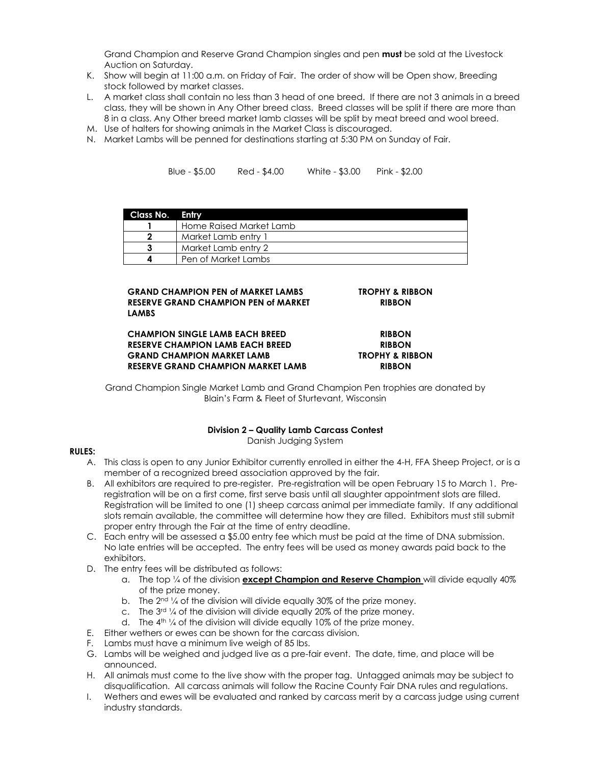Grand Champion and Reserve Grand Champion singles and pen **must** be sold at the Livestock Auction on Saturday.

K. Show will begin at 11:00 a.m. on Friday of Fair. The order of show will be Open show, Breeding stock followed by market classes.
L. A market class shall contain no less than 3 head of one breed. If there are not 3 animals in a breed class, they will be shown in Any Other breed class. Breed classes will be split if there are more than 8 in a class. Any Other breed market lamb classes will be split by meat breed and wool breed.
M. Use of halters for showing animals in the Market Class is discouraged.
N. Market Lambs will be penned for destinations starting at 5:30 PM on Sunday of Fair.

Blue - $5.00 Red - $4.00 White - $3.00 Pink - $2.00

| Class No. | Entry |
|---|---|
| 1 | Home Raised Market Lamb |
| 2 | Market Lamb entry 1 |
| 3 | Market Lamb entry 2 |
| 4 | Pen of Market Lambs |

| | |
|---|---|
| **GRAND CHAMPION PEN of MARKET LAMBS** | **TROPHY & RIBBON** |
| **RESERVE GRAND CHAMPION PEN of MARKET LAMBS** | **RIBBON** |
| **CHAMPION SINGLE LAMB EACH BREED** | **RIBBON** |
| **RESERVE CHAMPION LAMB EACH BREED** | **RIBBON** |
| **GRAND CHAMPION MARKET LAMB** | **TROPHY & RIBBON** |
| **RESERVE GRAND CHAMPION MARKET LAMB** | **RIBBON** |

Grand Champion Single Market Lamb and Grand Champion Pen trophies are donated by Blain's Farm & Fleet of Sturtevant, Wisconsin

### Division 2 – Quality Lamb Carcass Contest

Danish Judging System

**RULES:**

A. This class is open to any Junior Exhibitor currently enrolled in either the 4-H, FFA Sheep Project, or is a member of a recognized breed association approved by the fair.
B. All exhibitors are required to pre-register. Pre-registration will be open February 15 to March 1. Pre-registration will be on a first come, first serve basis until all slaughter appointment slots are filled. Registration will be limited to one (1) sheep carcass animal per immediate family. If any additional slots remain available, the committee will determine how they are filled. Exhibitors must still submit proper entry through the Fair at the time of entry deadline.
C. Each entry will be assessed a $5.00 entry fee which must be paid at the time of DNA submission. No late entries will be accepted. The entry fees will be used as money awards paid back to the exhibitors.
D. The entry fees will be distributed as follows:
    a. The top ¼ of the division **<u>except Champion and Reserve Champion</u>** will divide equally 40% of the prize money.
    b. The 2nd ¼ of the division will divide equally 30% of the prize money.
    c. The 3rd ¼ of the division will divide equally 20% of the prize money.
    d. The 4th ¼ of the division will divide equally 10% of the prize money.
E. Either wethers or ewes can be shown for the carcass division.
F. Lambs must have a minimum live weigh of 85 lbs.
G. Lambs will be weighed and judged live as a pre-fair event. The date, time, and place will be announced.
H. All animals must come to the live show with the proper tag. Untagged animals may be subject to disqualification. All carcass animals will follow the Racine County Fair DNA rules and regulations.
I. Wethers and ewes will be evaluated and ranked by carcass merit by a carcass judge using current industry standards.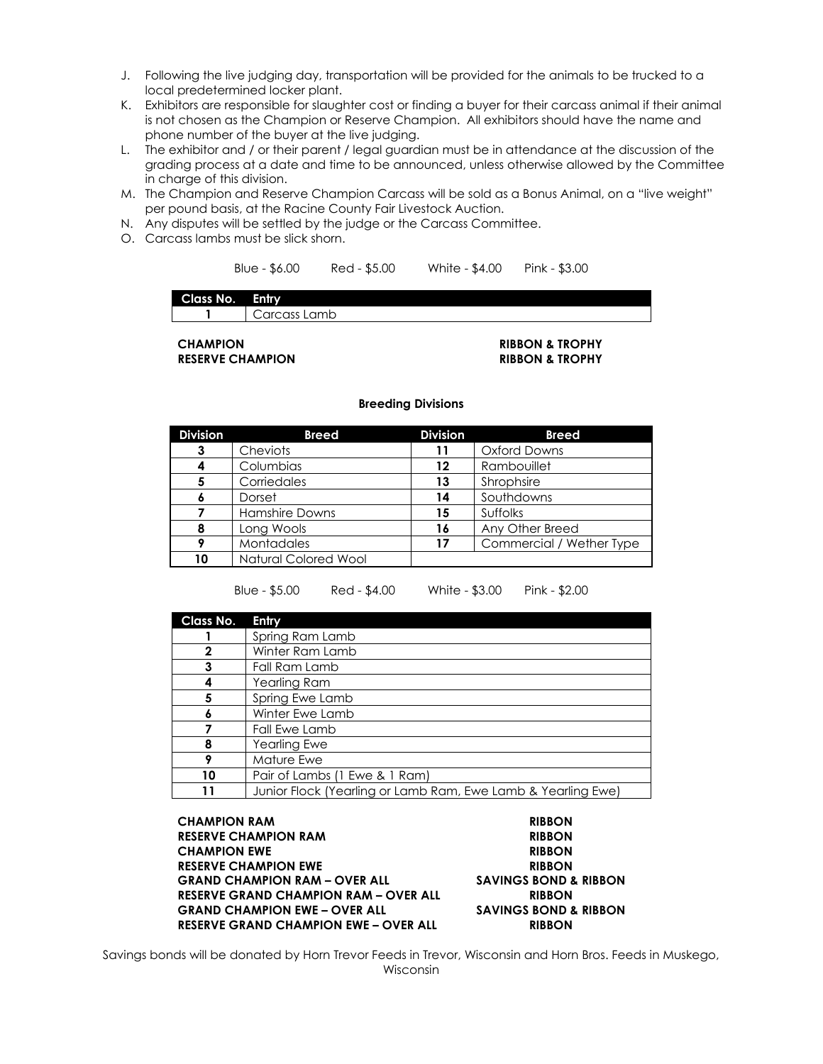J. Following the live judging day, transportation will be provided for the animals to be trucked to a local predetermined locker plant.
K. Exhibitors are responsible for slaughter cost or finding a buyer for their carcass animal if their animal is not chosen as the Champion or Reserve Champion. All exhibitors should have the name and phone number of the buyer at the live judging.
L. The exhibitor and / or their parent / legal guardian must be in attendance at the discussion of the grading process at a date and time to be announced, unless otherwise allowed by the Committee in charge of this division.
M. The Champion and Reserve Champion Carcass will be sold as a Bonus Animal, on a "live weight" per pound basis, at the Racine County Fair Livestock Auction.
N. Any disputes will be settled by the judge or the Carcass Committee.
O. Carcass lambs must be slick shorn.

Blue - $6.00 Red - $5.00 White - $4.00 Pink - $3.00

| Class No. | Entry |
|---|---|
| 1 | Carcass Lamb |

**CHAMPION** — **RIBBON & TROPHY**
**RESERVE CHAMPION** — **RIBBON & TROPHY**

**Breeding Divisions**

| Division | Breed | Division | Breed |
|---|---|---|---|
| 3 | Cheviots | 11 | Oxford Downs |
| 4 | Columbias | 12 | Rambouillet |
| 5 | Corriedales | 13 | Shrophsire |
| 6 | Dorset | 14 | Southdowns |
| 7 | Hamshire Downs | 15 | Suffolks |
| 8 | Long Wools | 16 | Any Other Breed |
| 9 | Montadales | 17 | Commercial / Wether Type |
| 10 | Natural Colored Wool | | |

Blue - $5.00 Red - $4.00 White - $3.00 Pink - $2.00

| Class No. | Entry |
|---|---|
| 1 | Spring Ram Lamb |
| 2 | Winter Ram Lamb |
| 3 | Fall Ram Lamb |
| 4 | Yearling Ram |
| 5 | Spring Ewe Lamb |
| 6 | Winter Ewe Lamb |
| 7 | Fall Ewe Lamb |
| 8 | Yearling Ewe |
| 9 | Mature Ewe |
| 10 | Pair of Lambs (1 Ewe & 1 Ram) |
| 11 | Junior Flock (Yearling or Lamb Ram, Ewe Lamb & Yearling Ewe) |

**CHAMPION RAM** — **RIBBON**
**RESERVE CHAMPION RAM** — **RIBBON**
**CHAMPION EWE** — **RIBBON**
**RESERVE CHAMPION EWE** — **RIBBON**
**GRAND CHAMPION RAM – OVER ALL** — **SAVINGS BOND & RIBBON**
**RESERVE GRAND CHAMPION RAM – OVER ALL** — **RIBBON**
**GRAND CHAMPION EWE – OVER ALL** — **SAVINGS BOND & RIBBON**
**RESERVE GRAND CHAMPION EWE – OVER ALL** — **RIBBON**

Savings bonds will be donated by Horn Trevor Feeds in Trevor, Wisconsin and Horn Bros. Feeds in Muskego, Wisconsin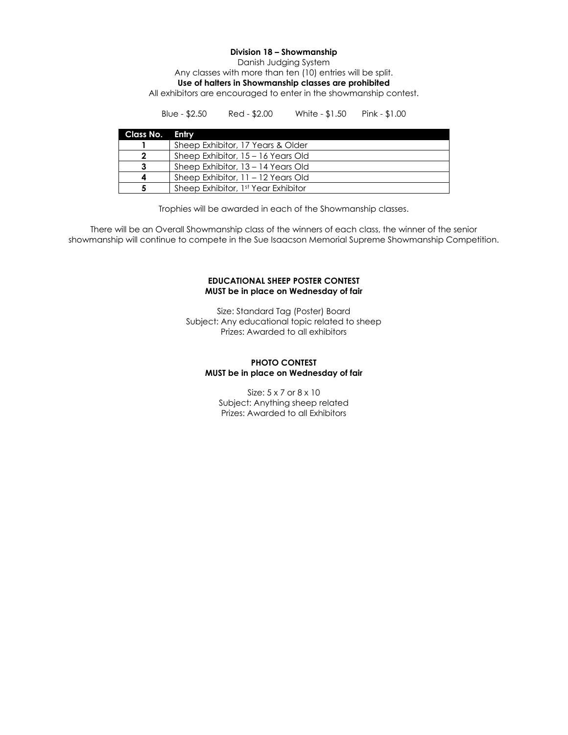## Division 18 – Showmanship

Danish Judging System

Any classes with more than ten (10) entries will be split.

**Use of halters in Showmanship classes are prohibited**

All exhibitors are encouraged to enter in the showmanship contest.

Blue - $2.50 Red - $2.00 White - $1.50 Pink - $1.00

| Class No. | Entry |
|---|---|
| 1 | Sheep Exhibitor, 17 Years & Older |
| 2 | Sheep Exhibitor, 15 – 16 Years Old |
| 3 | Sheep Exhibitor, 13 – 14 Years Old |
| 4 | Sheep Exhibitor, 11 – 12 Years Old |
| 5 | Sheep Exhibitor, 1st Year Exhibitor |

Trophies will be awarded in each of the Showmanship classes.

There will be an Overall Showmanship class of the winners of each class, the winner of the senior showmanship will continue to compete in the Sue Isaacson Memorial Supreme Showmanship Competition.

### EDUCATIONAL SHEEP POSTER CONTEST
**MUST be in place on Wednesday of fair**

Size: Standard Tag (Poster) Board
Subject: Any educational topic related to sheep
Prizes: Awarded to all exhibitors

### PHOTO CONTEST
**MUST be in place on Wednesday of fair**

Size: 5 x 7 or 8 x 10
Subject: Anything sheep related
Prizes: Awarded to all Exhibitors